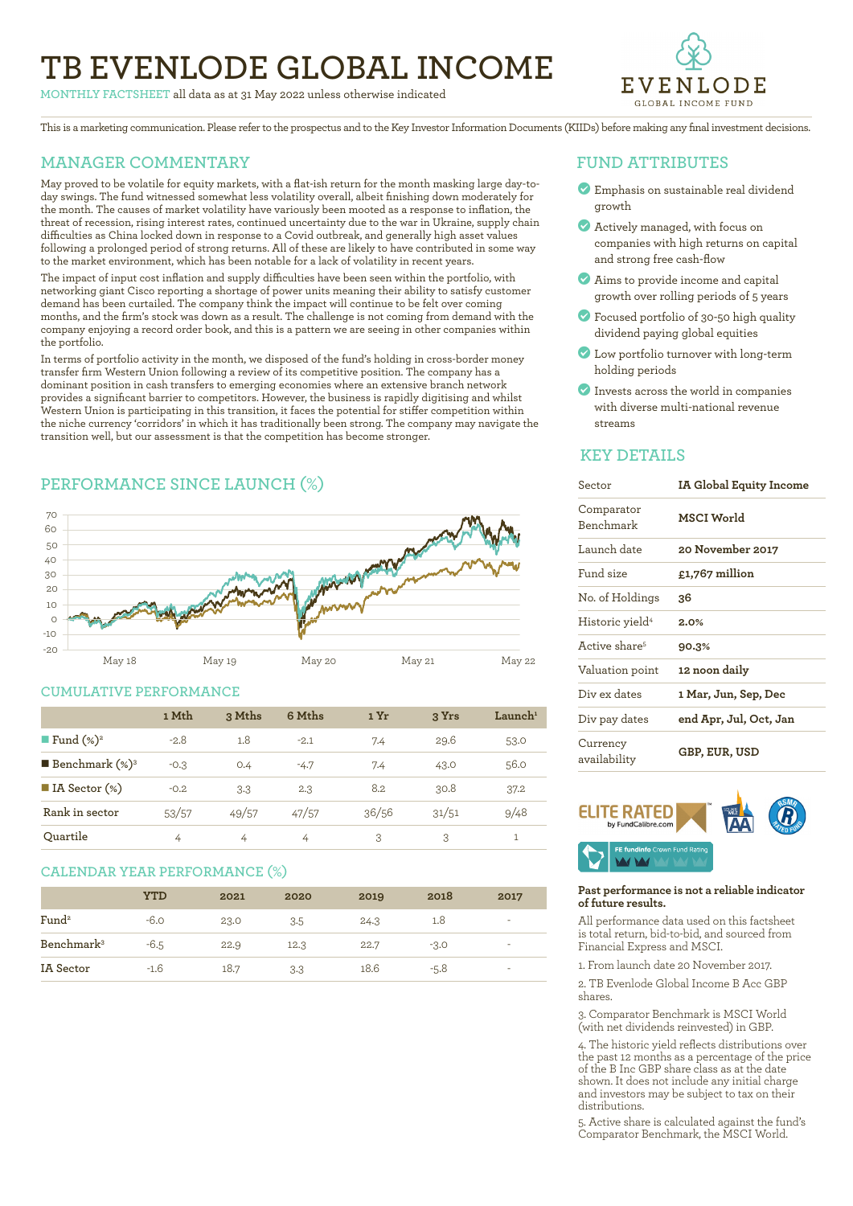# TB EVENLODE GLOBAL INCOME

MONTHLY FACTSHEET all data as at 31 May 2022 unless otherwise indicated

This is a marketing communication. Please refer to the prospectus and to the Key Investor Information Documents (KIIDs) before making any final investment decisions.

## MANAGER COMMENTARY

May proved to be volatile for equity markets, with a flat-ish return for the month masking large day-to-day swings. The fund witnessed somewhat less volatility overall, albeit finishing down moderately for the month. The causes of market volatility have variously been mooted as a response to inflation, the threat of recession, rising interest rates, continued uncertainty due to the war in Ukraine, supply chain difficulties as China locked down in response to a Covid outbreak, and generally high asset values following a prolonged period of strong returns. All of these are likely to have contributed in some way to the market environment, which has been notable for a lack of volatility in recent years.

The impact of input cost inflation and supply difficulties have been seen within the portfolio, with networking giant Cisco reporting a shortage of power units meaning their ability to satisfy customer demand has been curtailed. The company think the impact will continue to be felt over coming months, and the firm's stock was down as a result. The challenge is not coming from demand with the company enjoying a record order book, and this is a pattern we are seeing in other companies within the portfolio.

In terms of portfolio activity in the month, we disposed of the fund's holding in cross-border money transfer firm Western Union following a review of its competitive position. The company has a dominant position in cash transfers to emerging economies where an extensive branch network provides a significant barrier to competitors. However, the business is rapidly digitising and whilst Western Union is participating in this transition, it faces the potential for stiffer competition within the niche currency 'corridors' in which it has traditionally been strong. The company may navigate the transition well, but our assessment is that the competition has become stronger.

## PERFORMANCE SINCE LAUNCH (%)

## CUMULATIVE PERFORMANCE

| | 1 Mth | 3 Mths | 6 Mths | 1 Yr | 3 Yrs | Launch[1] |
|---|---|---|---|---|---|---|
| Fund (%)[2] | -2.8 | 1.8 | -2.1 | 7.4 | 29.6 | 53.0 |
| Benchmark (%)[3] | -0.3 | 0.4 | -4.7 | 7.4 | 43.0 | 56.0 |
| IA Sector (%) | -0.2 | 3.3 | 2.3 | 8.2 | 30.8 | 37.2 |
| Rank in sector | 53/57 | 49/57 | 47/57 | 36/56 | 31/51 | 9/48 |
| Quartile | 4 | 4 | 4 | 3 | 3 | 1 |

## CALENDAR YEAR PERFORMANCE (%)

| | YTD | 2021 | 2020 | 2019 | 2018 | 2017 |
|---|---|---|---|---|---|---|
| Fund[2] | -6.0 | 23.0 | 3.5 | 24.3 | 1.8 | - |
| Benchmark[3] | -6.5 | 22.9 | 12.3 | 22.7 | -3.0 | - |
| IA Sector | -1.6 | 18.7 | 3.3 | 18.6 | -5.8 | - |

## FUND ATTRIBUTES

- Emphasis on sustainable real dividend growth
- Actively managed, with focus on companies with high returns on capital and strong free cash-flow
- Aims to provide income and capital growth over rolling periods of 5 years
- Focused portfolio of 30-50 high quality dividend paying global equities
- Low portfolio turnover with long-term holding periods
- Invests across the world in companies with diverse multi-national revenue streams

## KEY DETAILS

| | |
|---|---|
| Sector | IA Global Equity Income |
| Comparator Benchmark | MSCI World |
| Launch date | 20 November 2017 |
| Fund size | £1,767 million |
| No. of Holdings | 36 |
| Historic yield[4] | 2.0% |
| Active share[5] | 90.3% |
| Valuation point | 12 noon daily |
| Div ex dates | 1 Mar, Jun, Sep, Dec |
| Div pay dates | end Apr, Jul, Oct, Jan |
| Currency availability | GBP, EUR, USD |

**Past performance is not a reliable indicator of future results.**

All performance data used on this factsheet is total return, bid-to-bid, and sourced from Financial Express and MSCI.

1. From launch date 20 November 2017.
2. TB Evenlode Global Income B Acc GBP shares.
3. Comparator Benchmark is MSCI World (with net dividends reinvested) in GBP.
4. The historic yield reflects distributions over the past 12 months as a percentage of the price of the B Inc GBP share class as at the date shown. It does not include any initial charge and investors may be subject to tax on their distributions.
5. Active share is calculated against the fund's Comparator Benchmark, the MSCI World.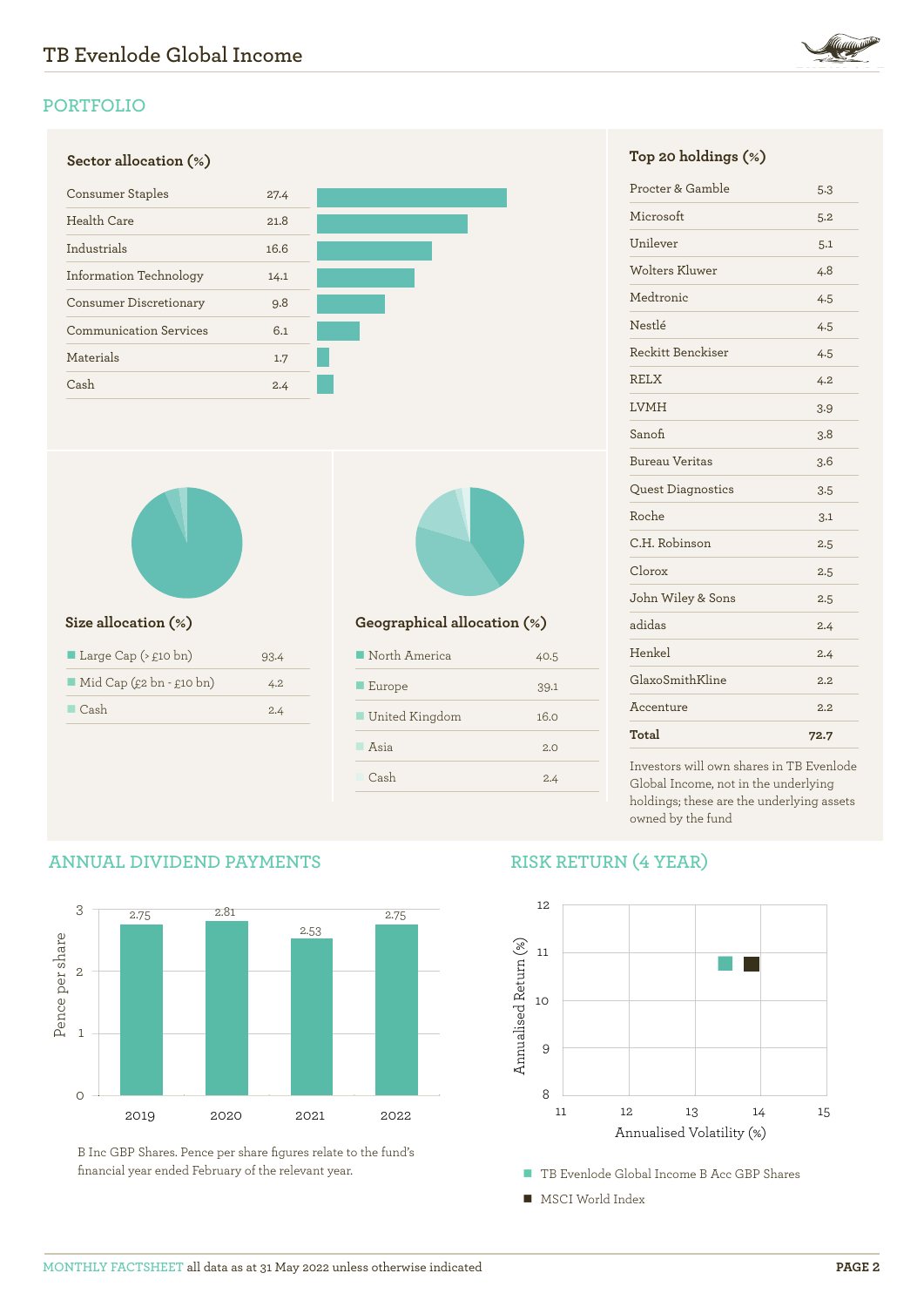## PORTFOLIO

### Sector allocation (%)

| Sector | % |
|---|---|
| Consumer Staples | 27.4 |
| Health Care | 21.8 |
| Industrials | 16.6 |
| Information Technology | 14.1 |
| Consumer Discretionary | 9.8 |
| Communication Services | 6.1 |
| Materials | 1.7 |
| Cash | 2.4 |

### Size allocation (%)

| Size | % |
|---|---|
| Large Cap (> £10 bn) | 93.4 |
| Mid Cap (£2 bn - £10 bn) | 4.2 |
| Cash | 2.4 |

### Geographical allocation (%)

| Region | % |
|---|---|
| North America | 40.5 |
| Europe | 39.1 |
| United Kingdom | 16.0 |
| Asia | 2.0 |
| Cash | 2.4 |

### Top 20 holdings (%)

| Holding | % |
|---|---|
| Procter & Gamble | 5.3 |
| Microsoft | 5.2 |
| Unilever | 5.1 |
| Wolters Kluwer | 4.8 |
| Medtronic | 4.5 |
| Nestlé | 4.5 |
| Reckitt Benckiser | 4.5 |
| RELX | 4.2 |
| LVMH | 3.9 |
| Sanofi | 3.8 |
| Bureau Veritas | 3.6 |
| Quest Diagnostics | 3.5 |
| Roche | 3.1 |
| C.H. Robinson | 2.5 |
| Clorox | 2.5 |
| John Wiley & Sons | 2.5 |
| adidas | 2.4 |
| Henkel | 2.4 |
| GlaxoSmithKline | 2.2 |
| Accenture | 2.2 |
| **Total** | **72.7** |

Investors will own shares in TB Evenlode Global Income, not in the underlying holdings; these are the underlying assets owned by the fund

## ANNUAL DIVIDEND PAYMENTS

| Year | Pence per share |
|---|---|
| 2019 | 2.75 |
| 2020 | 2.81 |
| 2021 | 2.53 |
| 2022 | 2.75 |

B Inc GBP Shares. Pence per share figures relate to the fund's financial year ended February of the relevant year.

## RISK RETURN (4 YEAR)

Annualised Return (%) vs Annualised Volatility (%)

- TB Evenlode Global Income B Acc GBP Shares
- MSCI World Index

MONTHLY FACTSHEET all data as at 31 May 2022 unless otherwise indicated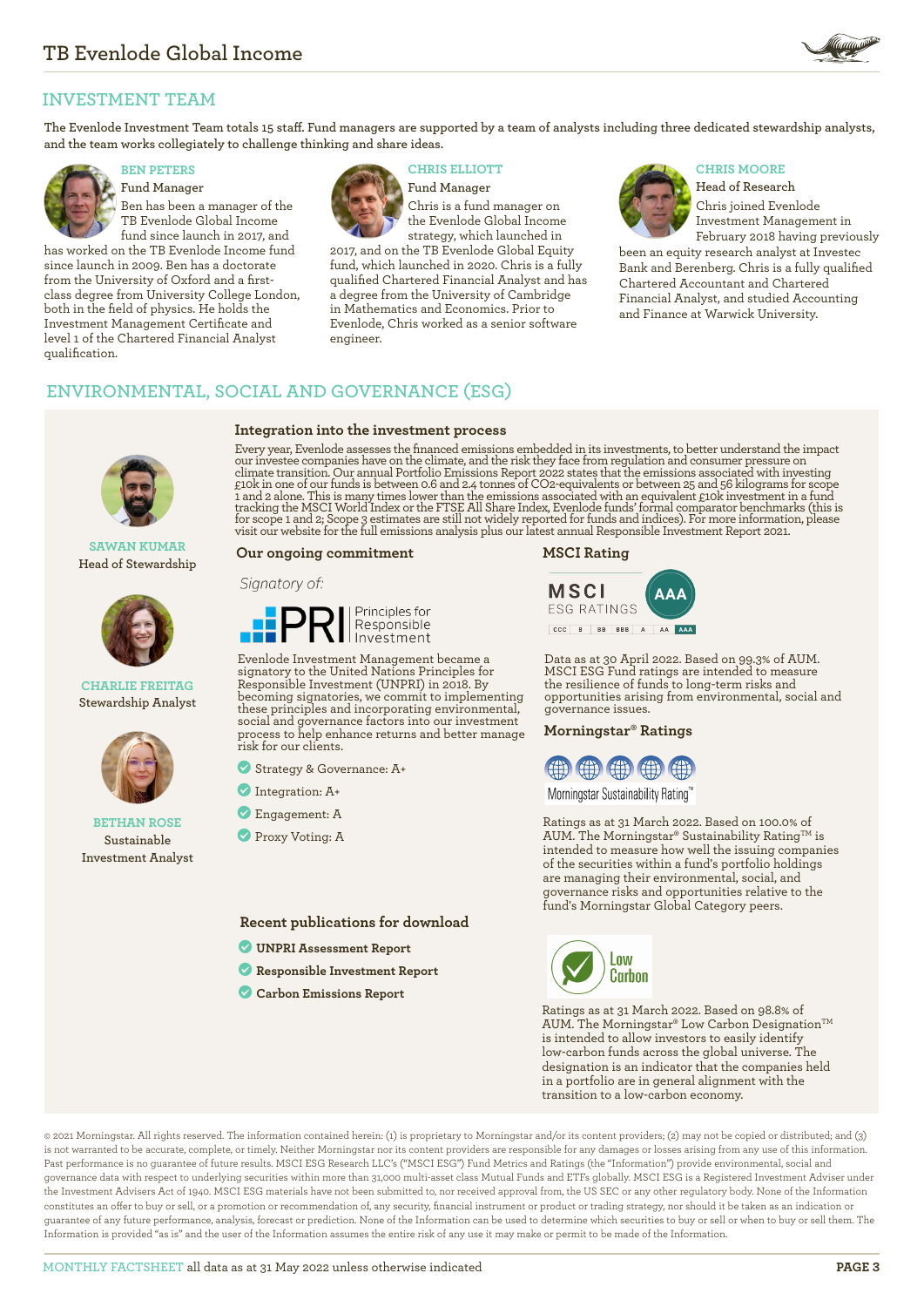## INVESTMENT TEAM

The Evenlode Investment Team totals 15 staff. Fund managers are supported by a team of analysts including three dedicated stewardship analysts, and the team works collegiately to challenge thinking and share ideas.

**BEN PETERS**
Fund Manager

Ben has been a manager of the TB Evenlode Global Income fund since launch in 2017, and has worked on the TB Evenlode Income fund since launch in 2009. Ben has a doctorate from the University of Oxford and a first-class degree from University College London, both in the field of physics. He holds the Investment Management Certificate and level 1 of the Chartered Financial Analyst qualification.

**CHRIS ELLIOTT**
Fund Manager

Chris is a fund manager on the Evenlode Global Income strategy, which launched in 2017, and on the TB Evenlode Global Equity fund, which launched in 2020. Chris is a fully qualified Chartered Financial Analyst and has a degree from the University of Cambridge in Mathematics and Economics. Prior to Evenlode, Chris worked as a senior software engineer.

**CHRIS MOORE**
Head of Research

Chris joined Evenlode Investment Management in February 2018 having previously been an equity research analyst at Investec Bank and Berenberg. Chris is a fully qualified Chartered Accountant and Chartered Financial Analyst, and studied Accounting and Finance at Warwick University.

## ENVIRONMENTAL, SOCIAL AND GOVERNANCE (ESG)

**SAWAN KUMAR**
Head of Stewardship

**CHARLIE FREITAG**
Stewardship Analyst

**BETHAN ROSE**
Sustainable Investment Analyst

### Integration into the investment process

Every year, Evenlode assesses the financed emissions embedded in its investments, to better understand the impact our investee companies have on the climate, and the risk they face from regulation and consumer pressure on climate transition. Our annual Portfolio Emissions Report 2022 states that the emissions associated with investing £10k in one of our funds is between 0.6 and 2.4 tonnes of CO2-equivalents or between 25 and 56 kilograms for scope 1 and 2 alone. This is many times lower than the emissions associated with an equivalent £10k investment in a fund tracking the MSCI World Index or the FTSE All Share Index, Evenlode funds' formal comparator benchmarks (this is for scope 1 and 2; Scope 3 estimates are still not widely reported for funds and indices). For more information, please visit our website for the full emissions analysis plus our latest annual Responsible Investment Report 2021.

### Our ongoing commitment

*Signatory of:*

PRI – Principles for Responsible Investment

Evenlode Investment Management became a signatory to the United Nations Principles for Responsible Investment (UNPRI) in 2018. By becoming signatories, we commit to implementing these principles and incorporating environmental, social and governance factors into our investment process to help enhance returns and better manage risk for our clients.

- Strategy & Governance: A+
- Integration: A+
- Engagement: A
- Proxy Voting: A

### Recent publications for download

- **UNPRI Assessment Report**
- **Responsible Investment Report**
- **Carbon Emissions Report**

### MSCI Rating

MSCI ESG RATINGS: AAA (CCC | B | BB | BBB | A | AA | AAA)

Data as at 30 April 2022. Based on 99.3% of AUM. MSCI ESG Fund ratings are intended to measure the resilience of funds to long-term risks and opportunities arising from environmental, social and governance issues.

### Morningstar® Ratings

Morningstar Sustainability Rating™

Ratings as at 31 March 2022. Based on 100.0% of AUM. The Morningstar® Sustainability Rating™ is intended to measure how well the issuing companies of the securities within a fund's portfolio holdings are managing their environmental, social, and governance risks and opportunities relative to the fund's Morningstar Global Category peers.

Low Carbon

Ratings as at 31 March 2022. Based on 98.8% of AUM. The Morningstar® Low Carbon Designation™ is intended to allow investors to easily identify low-carbon funds across the global universe. The designation is an indicator that the companies held in a portfolio are in general alignment with the transition to a low-carbon economy.

© 2021 Morningstar. All rights reserved. The information contained herein: (1) is proprietary to Morningstar and/or its content providers; (2) may not be copied or distributed; and (3) is not warranted to be accurate, complete, or timely. Neither Morningstar nor its content providers are responsible for any damages or losses arising from any use of this information. Past performance is no guarantee of future results. MSCI ESG Research LLC's ("MSCI ESG") Fund Metrics and Ratings (the "Information") provide environmental, social and governance data with respect to underlying securities within more than 31,000 multi-asset class Mutual Funds and ETFs globally. MSCI ESG is a Registered Investment Adviser under the Investment Advisers Act of 1940. MSCI ESG materials have not been submitted to, nor received approval from, the US SEC or any other regulatory body. None of the Information constitutes an offer to buy or sell, or a promotion or recommendation of, any security, financial instrument or product or trading strategy, nor should it be taken as an indication or guarantee of any future performance, analysis, forecast or prediction. None of the Information can be used to determine which securities to buy or sell or when to buy or sell them. The Information is provided "as is" and the user of the Information assumes the entire risk of any use it may make or permit to be made of the Information.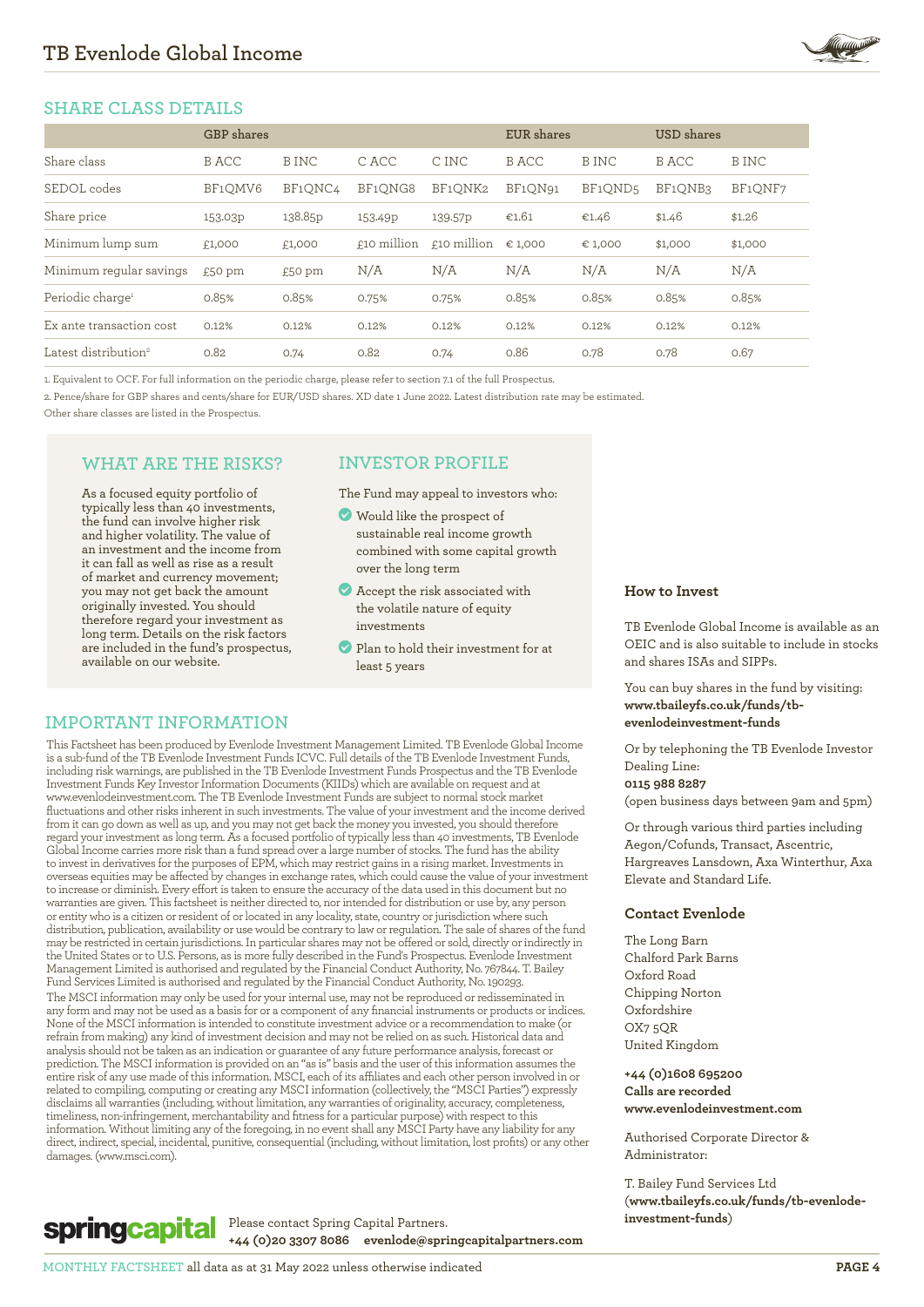## SHARE CLASS DETAILS

| | GBP shares | | | | EUR shares | | USD shares | |
|---|---|---|---|---|---|---|---|---|
| Share class | B ACC | B INC | C ACC | C INC | B ACC | B INC | B ACC | B INC |
| SEDOL codes | BF1QMV6 | BF1QNC4 | BF1QNG8 | BF1QNK2 | BF1QN91 | BF1QND5 | BF1QNB3 | BF1QNF7 |
| Share price | 153.03p | 138.85p | 153.49p | 139.57p | €1.61 | €1.46 | $1.46 | $1.26 |
| Minimum lump sum | £1,000 | £1,000 | £10 million | £10 million | € 1,000 | € 1,000 | $1,000 | $1,000 |
| Minimum regular savings | £50 pm | £50 pm | N/A | N/A | N/A | N/A | N/A | N/A |
| Periodic charge[1] | 0.85% | 0.85% | 0.75% | 0.75% | 0.85% | 0.85% | 0.85% | 0.85% |
| Ex ante transaction cost | 0.12% | 0.12% | 0.12% | 0.12% | 0.12% | 0.12% | 0.12% | 0.12% |
| Latest distribution[2] | 0.82 | 0.74 | 0.82 | 0.74 | 0.86 | 0.78 | 0.78 | 0.67 |

1. Equivalent to OCF. For full information on the periodic charge, please refer to section 7.1 of the full Prospectus.
2. Pence/share for GBP shares and cents/share for EUR/USD shares. XD date 1 June 2022. Latest distribution rate may be estimated.
Other share classes are listed in the Prospectus.

## WHAT ARE THE RISKS?

As a focused equity portfolio of typically less than 40 investments, the fund can involve higher risk and higher volatility. The value of an investment and the income from it can fall as well as rise as a result of market and currency movement; you may not get back the amount originally invested. You should therefore regard your investment as long term. Details on the risk factors are included in the fund's prospectus, available on our website.

## INVESTOR PROFILE

The Fund may appeal to investors who:

- Would like the prospect of sustainable real income growth combined with some capital growth over the long term
- Accept the risk associated with the volatile nature of equity investments
- Plan to hold their investment for at least 5 years

## IMPORTANT INFORMATION

This Factsheet has been produced by Evenlode Investment Management Limited. TB Evenlode Global Income is a sub-fund of the TB Evenlode Investment Funds ICVC. Full details of the TB Evenlode Investment Funds, including risk warnings, are published in the TB Evenlode Investment Funds Prospectus and the TB Evenlode Investment Funds Key Investor Information Documents (KIIDs) which are available on request and at www.evenlodeinvestment.com. The TB Evenlode Investment Funds are subject to normal stock market fluctuations and other risks inherent in such investments. The value of your investment and the income derived from it can go down as well as up, and you may not get back the money you invested, you should therefore regard your investment as long term. As a focused portfolio of typically less than 40 investments, TB Evenlode Global Income carries more risk than a fund spread over a large number of stocks. The fund has the ability to invest in derivatives for the purposes of EPM, which may restrict gains in a rising market. Investments in overseas equities may be affected by changes in exchange rates, which could cause the value of your investment to increase or diminish. Every effort is taken to ensure the accuracy of the data used in this document but no warranties are given. This factsheet is neither directed to, nor intended for distribution or use by, any person or entity who is a citizen or resident of or located in any locality, state, country or jurisdiction where such distribution, publication, availability or use would be contrary to law or regulation. The sale of shares of the fund may be restricted in certain jurisdictions. In particular shares may not be offered or sold, directly or indirectly in the United States or to U.S. Persons, as is more fully described in the Fund's Prospectus. Evenlode Investment Management Limited is authorised and regulated by the Financial Conduct Authority, No. 767844. T. Bailey Fund Services Limited is authorised and regulated by the Financial Conduct Authority, No. 190293.

The MSCI information may only be used for your internal use, may not be reproduced or redisseminated in any form and may not be used as a basis for or a component of any financial instruments or products or indices. None of the MSCI information is intended to constitute investment advice or a recommendation to make (or refrain from making) any kind of investment decision and may not be relied on as such. Historical data and analysis should not be taken as an indication or guarantee of any future performance analysis, forecast or prediction. The MSCI information is provided on an "as is" basis and the user of this information assumes the entire risk of any use made of this information. MSCI, each of its affiliates and each other person involved in or related to compiling, computing or creating any MSCI information (collectively, the "MSCI Parties") expressly disclaims all warranties (including, without limitation, any warranties of originality, accuracy, completeness, timeliness, non-infringement, merchantability and fitness for a particular purpose) with respect to this information. Without limiting any of the foregoing, in no event shall any MSCI Party have any liability for any direct, indirect, special, incidental, punitive, consequential (including, without limitation, lost profits) or any other damages. (www.msci.com).

### How to Invest

TB Evenlode Global Income is available as an OEIC and is also suitable to include in stocks and shares ISAs and SIPPs.

You can buy shares in the fund by visiting:
**www.tbaileyfs.co.uk/funds/tb-evenlodeinvestment-funds**

Or by telephoning the TB Evenlode Investor Dealing Line:
**0115 988 8287**
(open business days between 9am and 5pm)

Or through various third parties including Aegon/Cofunds, Transact, Ascentric, Hargreaves Lansdown, Axa Winterthur, Axa Elevate and Standard Life.

### Contact Evenlode

The Long Barn
Chalford Park Barns
Oxford Road
Chipping Norton
Oxfordshire
OX7 5QR
United Kingdom

**+44 (0)1608 695200**
**Calls are recorded**
**www.evenlodeinvestment.com**

Authorised Corporate Director & Administrator:

T. Bailey Fund Services Ltd
(**www.tbaileyfs.co.uk/funds/tb-evenlode-investment-funds**)

**springcapital** Please contact Spring Capital Partners.
**+44 (0)20 3307 8086 evenlode@springcapitalpartners.com**

MONTHLY FACTSHEET all data as at 31 May 2022 unless otherwise indicated